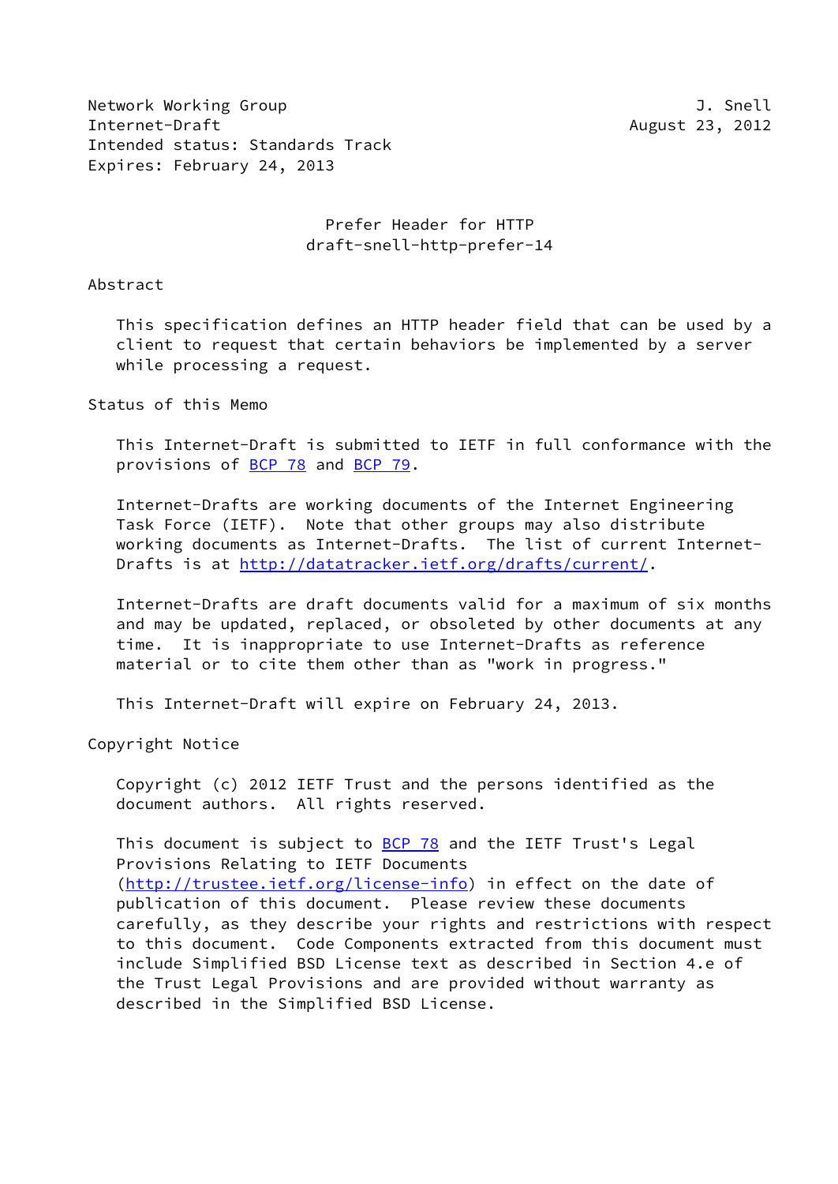Network Working Group J. Snell
Internet-Draft August 23, 2012
Intended status: Standards Track
Expires: February 24, 2013

# Prefer Header for HTTP
## draft-snell-http-prefer-14

## Abstract

This specification defines an HTTP header field that can be used by a client to request that certain behaviors be implemented by a server while processing a request.

## Status of this Memo

This Internet-Draft is submitted to IETF in full conformance with the provisions of BCP 78 and BCP 79.

Internet-Drafts are working documents of the Internet Engineering Task Force (IETF). Note that other groups may also distribute working documents as Internet-Drafts. The list of current Internet-Drafts is at http://datatracker.ietf.org/drafts/current/.

Internet-Drafts are draft documents valid for a maximum of six months and may be updated, replaced, or obsoleted by other documents at any time. It is inappropriate to use Internet-Drafts as reference material or to cite them other than as "work in progress."

This Internet-Draft will expire on February 24, 2013.

## Copyright Notice

Copyright (c) 2012 IETF Trust and the persons identified as the document authors. All rights reserved.

This document is subject to BCP 78 and the IETF Trust's Legal Provisions Relating to IETF Documents (http://trustee.ietf.org/license-info) in effect on the date of publication of this document. Please review these documents carefully, as they describe your rights and restrictions with respect to this document. Code Components extracted from this document must include Simplified BSD License text as described in Section 4.e of the Trust Legal Provisions and are provided without warranty as described in the Simplified BSD License.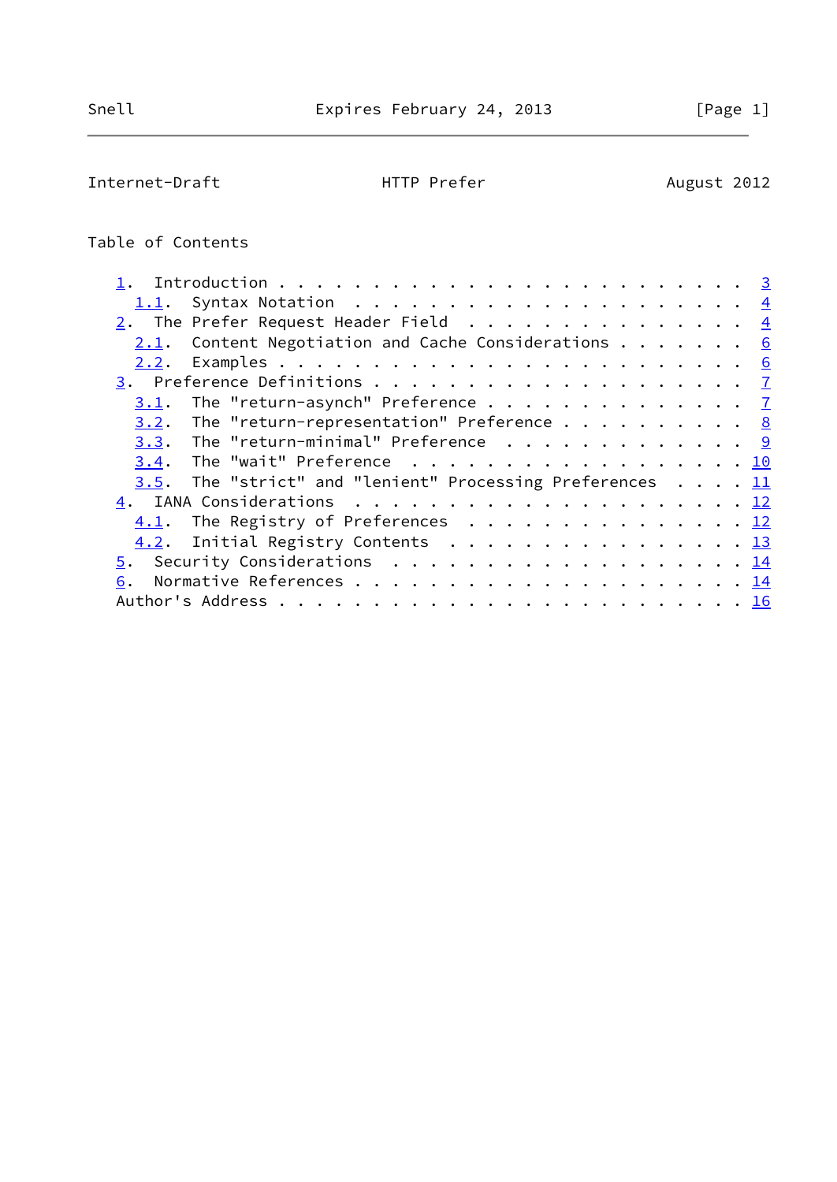## Table of Contents

- 1. Introduction . . . . . . . . . . . . . . . . . . . . . . . . 3
  - 1.1. Syntax Notation . . . . . . . . . . . . . . . . . . . . . 4
- 2. The Prefer Request Header Field . . . . . . . . . . . . . . . 4
  - 2.1. Content Negotiation and Cache Considerations . . . . . . . 6
  - 2.2. Examples . . . . . . . . . . . . . . . . . . . . . . . . 6
- 3. Preference Definitions . . . . . . . . . . . . . . . . . . . 7
  - 3.1. The "return-asynch" Preference . . . . . . . . . . . . . 7
  - 3.2. The "return-representation" Preference . . . . . . . . . 8
  - 3.3. The "return-minimal" Preference . . . . . . . . . . . . . 9
  - 3.4. The "wait" Preference . . . . . . . . . . . . . . . . . . 10
  - 3.5. The "strict" and "lenient" Processing Preferences . . . . 11
- 4. IANA Considerations . . . . . . . . . . . . . . . . . . . . . 12
  - 4.1. The Registry of Preferences . . . . . . . . . . . . . . . 12
  - 4.2. Initial Registry Contents . . . . . . . . . . . . . . . . 13
- 5. Security Considerations . . . . . . . . . . . . . . . . . . . 14
- 6. Normative References . . . . . . . . . . . . . . . . . . . . . 14
- Author's Address . . . . . . . . . . . . . . . . . . . . . . . . 16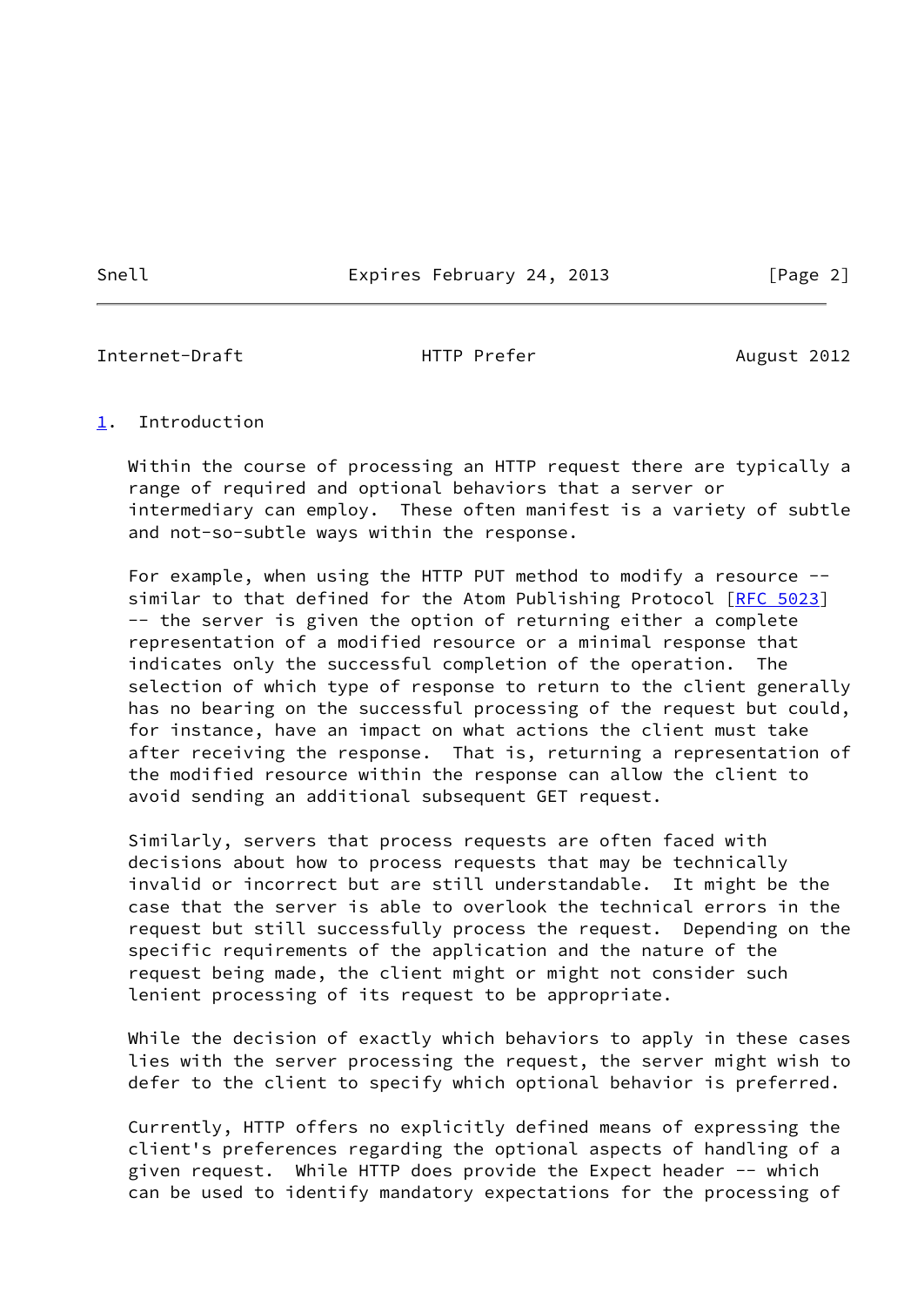# 1. Introduction

Within the course of processing an HTTP request there are typically a range of required and optional behaviors that a server or intermediary can employ. These often manifest is a variety of subtle and not-so-subtle ways within the response.

For example, when using the HTTP PUT method to modify a resource -- similar to that defined for the Atom Publishing Protocol [RFC 5023] -- the server is given the option of returning either a complete representation of a modified resource or a minimal response that indicates only the successful completion of the operation. The selection of which type of response to return to the client generally has no bearing on the successful processing of the request but could, for instance, have an impact on what actions the client must take after receiving the response. That is, returning a representation of the modified resource within the response can allow the client to avoid sending an additional subsequent GET request.

Similarly, servers that process requests are often faced with decisions about how to process requests that may be technically invalid or incorrect but are still understandable. It might be the case that the server is able to overlook the technical errors in the request but still successfully process the request. Depending on the specific requirements of the application and the nature of the request being made, the client might or might not consider such lenient processing of its request to be appropriate.

While the decision of exactly which behaviors to apply in these cases lies with the server processing the request, the server might wish to defer to the client to specify which optional behavior is preferred.

Currently, HTTP offers no explicitly defined means of expressing the client's preferences regarding the optional aspects of handling of a given request. While HTTP does provide the Expect header -- which can be used to identify mandatory expectations for the processing of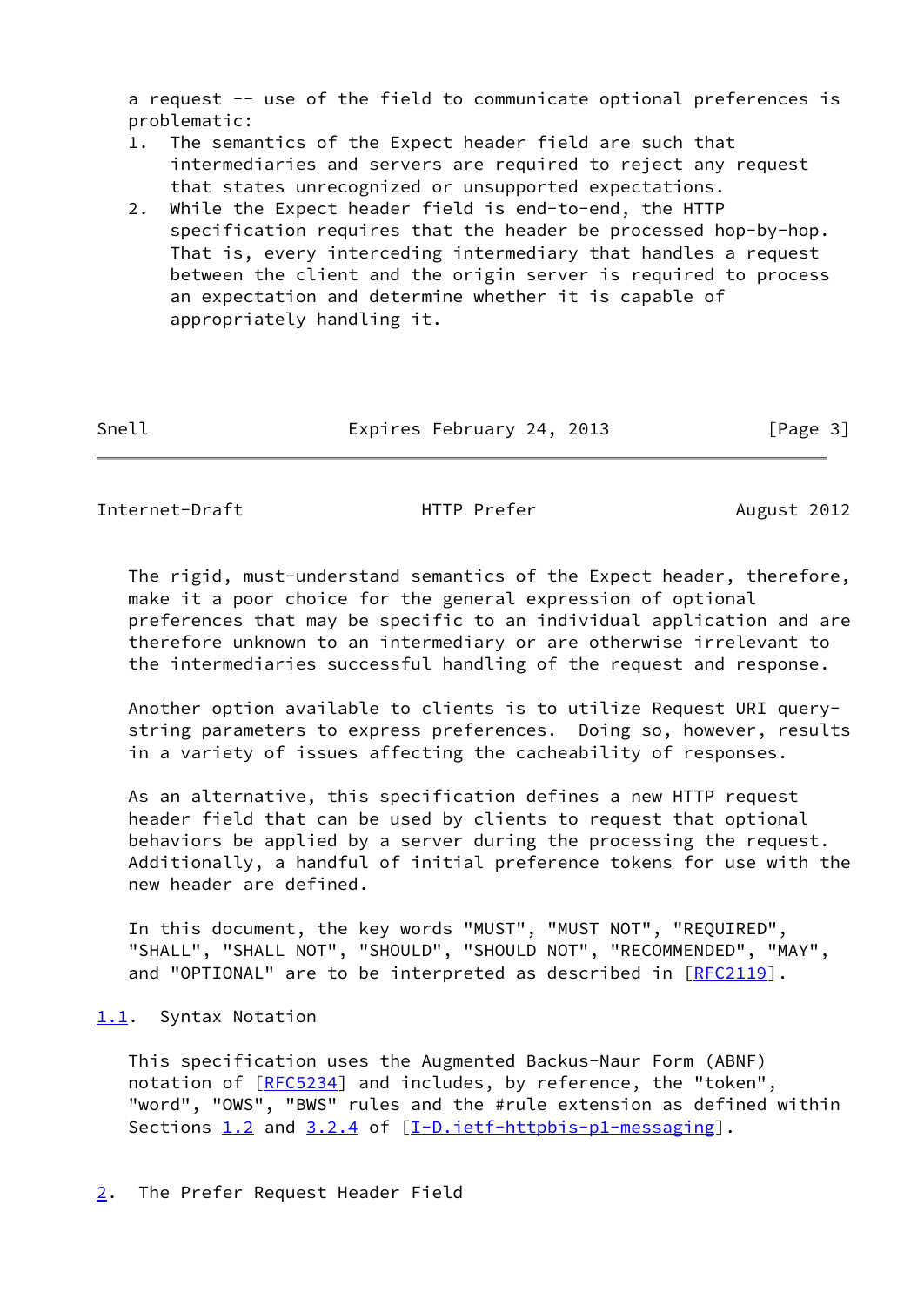a request -- use of the field to communicate optional preferences is problematic:

1. The semantics of the Expect header field are such that intermediaries and servers are required to reject any request that states unrecognized or unsupported expectations.
2. While the Expect header field is end-to-end, the HTTP specification requires that the header be processed hop-by-hop. That is, every interceding intermediary that handles a request between the client and the origin server is required to process an expectation and determine whether it is capable of appropriately handling it.

The rigid, must-understand semantics of the Expect header, therefore, make it a poor choice for the general expression of optional preferences that may be specific to an individual application and are therefore unknown to an intermediary or are otherwise irrelevant to the intermediaries successful handling of the request and response.

Another option available to clients is to utilize Request URI query-string parameters to express preferences. Doing so, however, results in a variety of issues affecting the cacheability of responses.

As an alternative, this specification defines a new HTTP request header field that can be used by clients to request that optional behaviors be applied by a server during the processing the request. Additionally, a handful of initial preference tokens for use with the new header are defined.

In this document, the key words "MUST", "MUST NOT", "REQUIRED", "SHALL", "SHALL NOT", "SHOULD", "SHOULD NOT", "RECOMMENDED", "MAY", and "OPTIONAL" are to be interpreted as described in [RFC2119].

### 1.1. Syntax Notation

This specification uses the Augmented Backus-Naur Form (ABNF) notation of [RFC5234] and includes, by reference, the "token", "word", "OWS", "BWS" rules and the #rule extension as defined within Sections 1.2 and 3.2.4 of [I-D.ietf-httpbis-p1-messaging].

## 2. The Prefer Request Header Field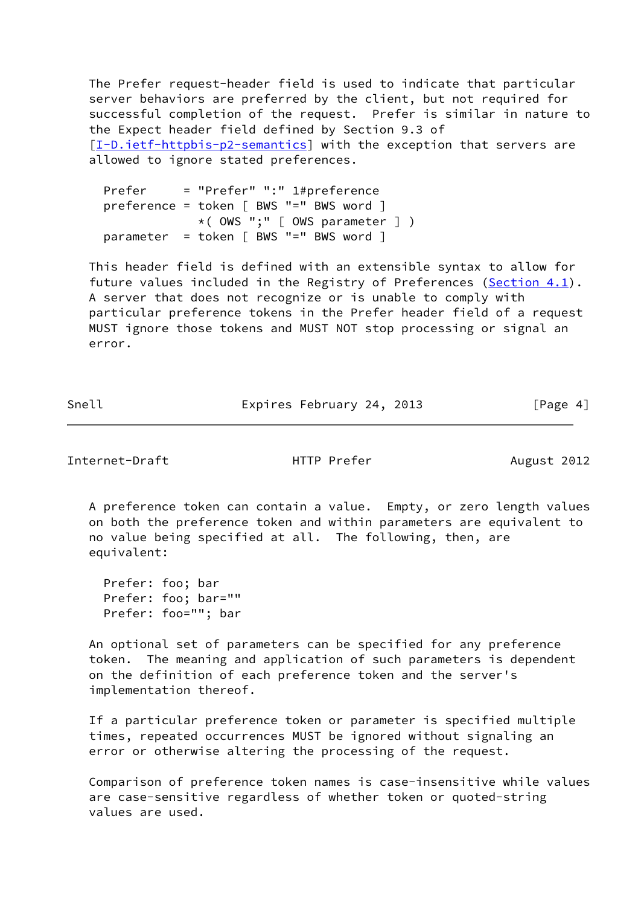The Prefer request-header field is used to indicate that particular server behaviors are preferred by the client, but not required for successful completion of the request.  Prefer is similar in nature to the Expect header field defined by Section 9.3 of [I-D.ietf-httpbis-p2-semantics] with the exception that servers are allowed to ignore stated preferences.

```
Prefer     = "Prefer" ":" 1#preference
preference = token [ BWS "=" BWS word ]
             *( OWS ";" [ OWS parameter ] )
parameter  = token [ BWS "=" BWS word ]
```

This header field is defined with an extensible syntax to allow for future values included in the Registry of Preferences (Section 4.1). A server that does not recognize or is unable to comply with particular preference tokens in the Prefer header field of a request MUST ignore those tokens and MUST NOT stop processing or signal an error.

A preference token can contain a value.  Empty, or zero length values on both the preference token and within parameters are equivalent to no value being specified at all.  The following, then, are equivalent:

```
Prefer: foo; bar
Prefer: foo; bar=""
Prefer: foo=""; bar
```

An optional set of parameters can be specified for any preference token.  The meaning and application of such parameters is dependent on the definition of each preference token and the server's implementation thereof.

If a particular preference token or parameter is specified multiple times, repeated occurrences MUST be ignored without signaling an error or otherwise altering the processing of the request.

Comparison of preference token names is case-insensitive while values are case-sensitive regardless of whether token or quoted-string values are used.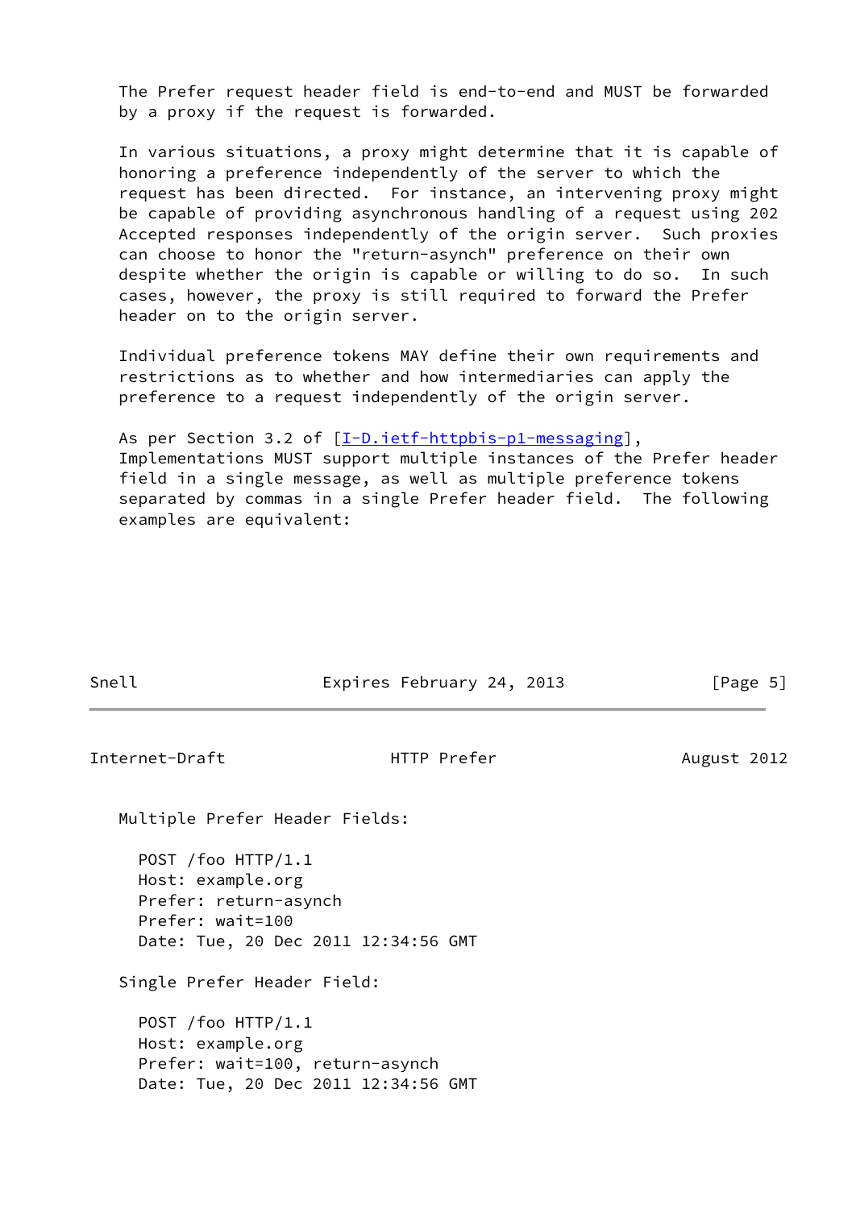The Prefer request header field is end-to-end and MUST be forwarded by a proxy if the request is forwarded.

In various situations, a proxy might determine that it is capable of honoring a preference independently of the server to which the request has been directed. For instance, an intervening proxy might be capable of providing asynchronous handling of a request using 202 Accepted responses independently of the origin server. Such proxies can choose to honor the "return-asynch" preference on their own despite whether the origin is capable or willing to do so. In such cases, however, the proxy is still required to forward the Prefer header on to the origin server.

Individual preference tokens MAY define their own requirements and restrictions as to whether and how intermediaries can apply the preference to a request independently of the origin server.

As per Section 3.2 of [I-D.ietf-httpbis-p1-messaging], Implementations MUST support multiple instances of the Prefer header field in a single message, as well as multiple preference tokens separated by commas in a single Prefer header field. The following examples are equivalent:

Multiple Prefer Header Fields:

```
POST /foo HTTP/1.1
Host: example.org
Prefer: return-asynch
Prefer: wait=100
Date: Tue, 20 Dec 2011 12:34:56 GMT
```

Single Prefer Header Field:

```
POST /foo HTTP/1.1
Host: example.org
Prefer: wait=100, return-asynch
Date: Tue, 20 Dec 2011 12:34:56 GMT
```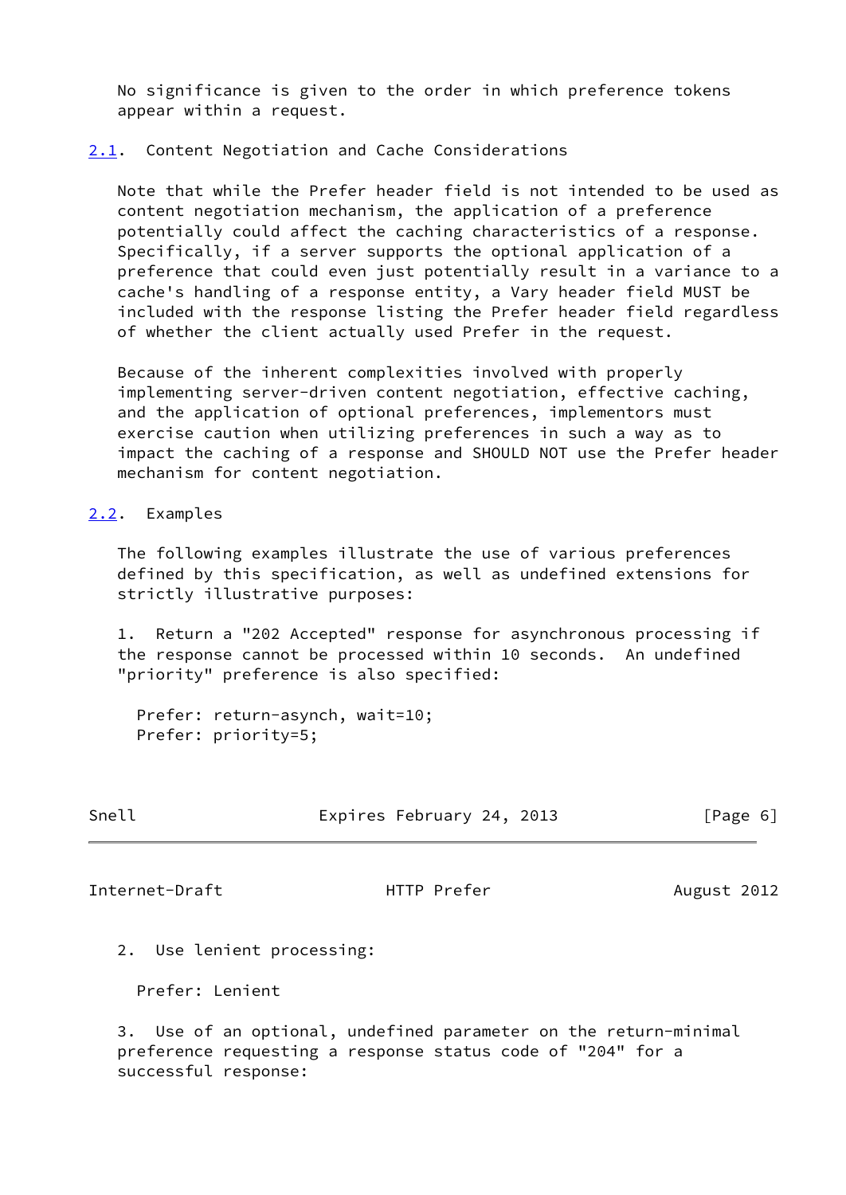No significance is given to the order in which preference tokens appear within a request.

## 2.1. Content Negotiation and Cache Considerations

Note that while the Prefer header field is not intended to be used as content negotiation mechanism, the application of a preference potentially could affect the caching characteristics of a response. Specifically, if a server supports the optional application of a preference that could even just potentially result in a variance to a cache's handling of a response entity, a Vary header field MUST be included with the response listing the Prefer header field regardless of whether the client actually used Prefer in the request.

Because of the inherent complexities involved with properly implementing server-driven content negotiation, effective caching, and the application of optional preferences, implementors must exercise caution when utilizing preferences in such a way as to impact the caching of a response and SHOULD NOT use the Prefer header mechanism for content negotiation.

## 2.2. Examples

The following examples illustrate the use of various preferences defined by this specification, as well as undefined extensions for strictly illustrative purposes:

1. Return a "202 Accepted" response for asynchronous processing if the response cannot be processed within 10 seconds. An undefined "priority" preference is also specified:

```
Prefer: return-asynch, wait=10;
Prefer: priority=5;
```

2. Use lenient processing:

```
Prefer: Lenient
```

3. Use of an optional, undefined parameter on the return-minimal preference requesting a response status code of "204" for a successful response: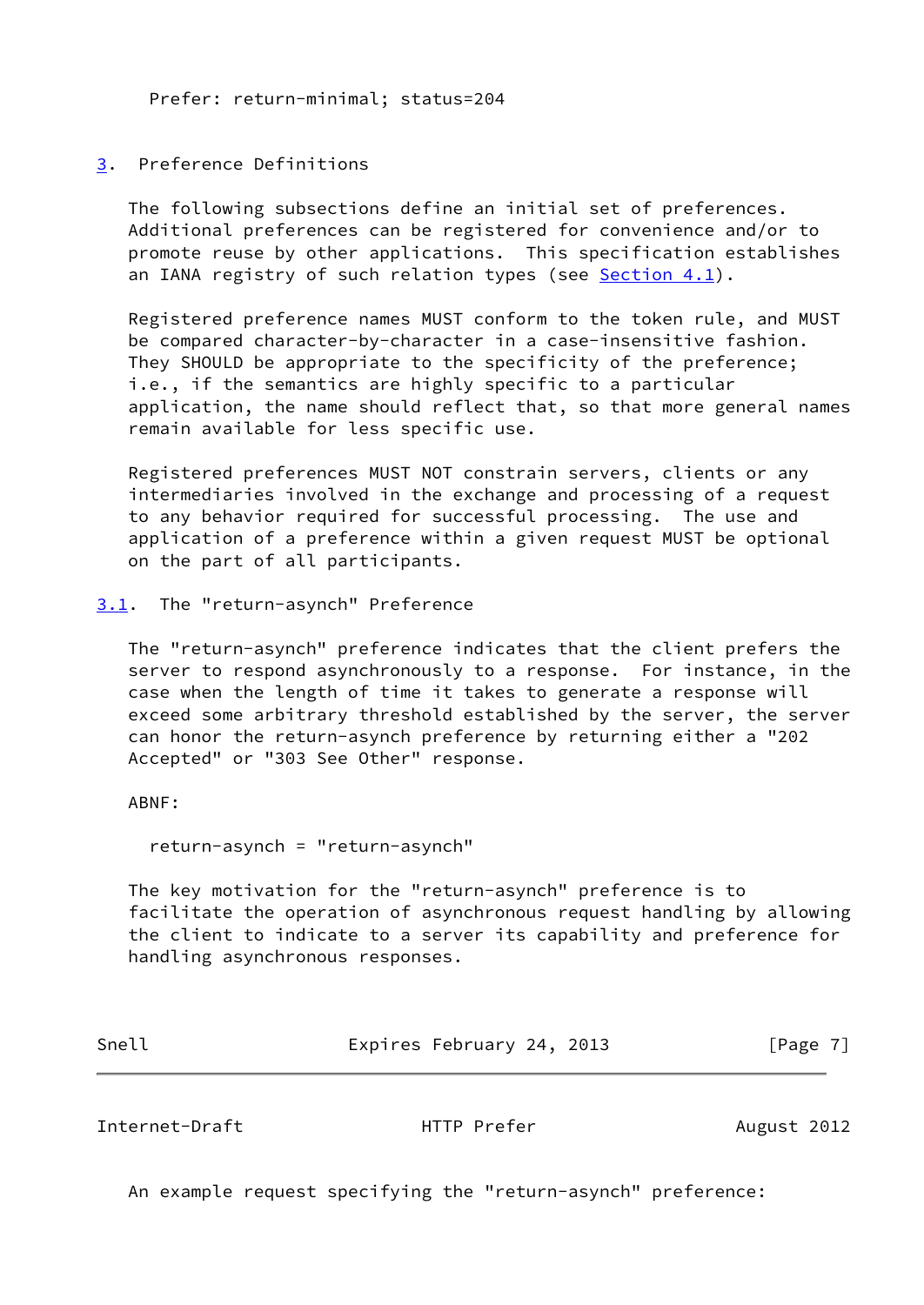```
Prefer: return-minimal; status=204
```

## 3. Preference Definitions

The following subsections define an initial set of preferences. Additional preferences can be registered for convenience and/or to promote reuse by other applications. This specification establishes an IANA registry of such relation types (see Section 4.1).

Registered preference names MUST conform to the token rule, and MUST be compared character-by-character in a case-insensitive fashion. They SHOULD be appropriate to the specificity of the preference; i.e., if the semantics are highly specific to a particular application, the name should reflect that, so that more general names remain available for less specific use.

Registered preferences MUST NOT constrain servers, clients or any intermediaries involved in the exchange and processing of a request to any behavior required for successful processing. The use and application of a preference within a given request MUST be optional on the part of all participants.

### 3.1. The "return-asynch" Preference

The "return-asynch" preference indicates that the client prefers the server to respond asynchronously to a response. For instance, in the case when the length of time it takes to generate a response will exceed some arbitrary threshold established by the server, the server can honor the return-asynch preference by returning either a "202 Accepted" or "303 See Other" response.

ABNF:

```
return-asynch = "return-asynch"
```

The key motivation for the "return-asynch" preference is to facilitate the operation of asynchronous request handling by allowing the client to indicate to a server its capability and preference for handling asynchronous responses.

An example request specifying the "return-asynch" preference: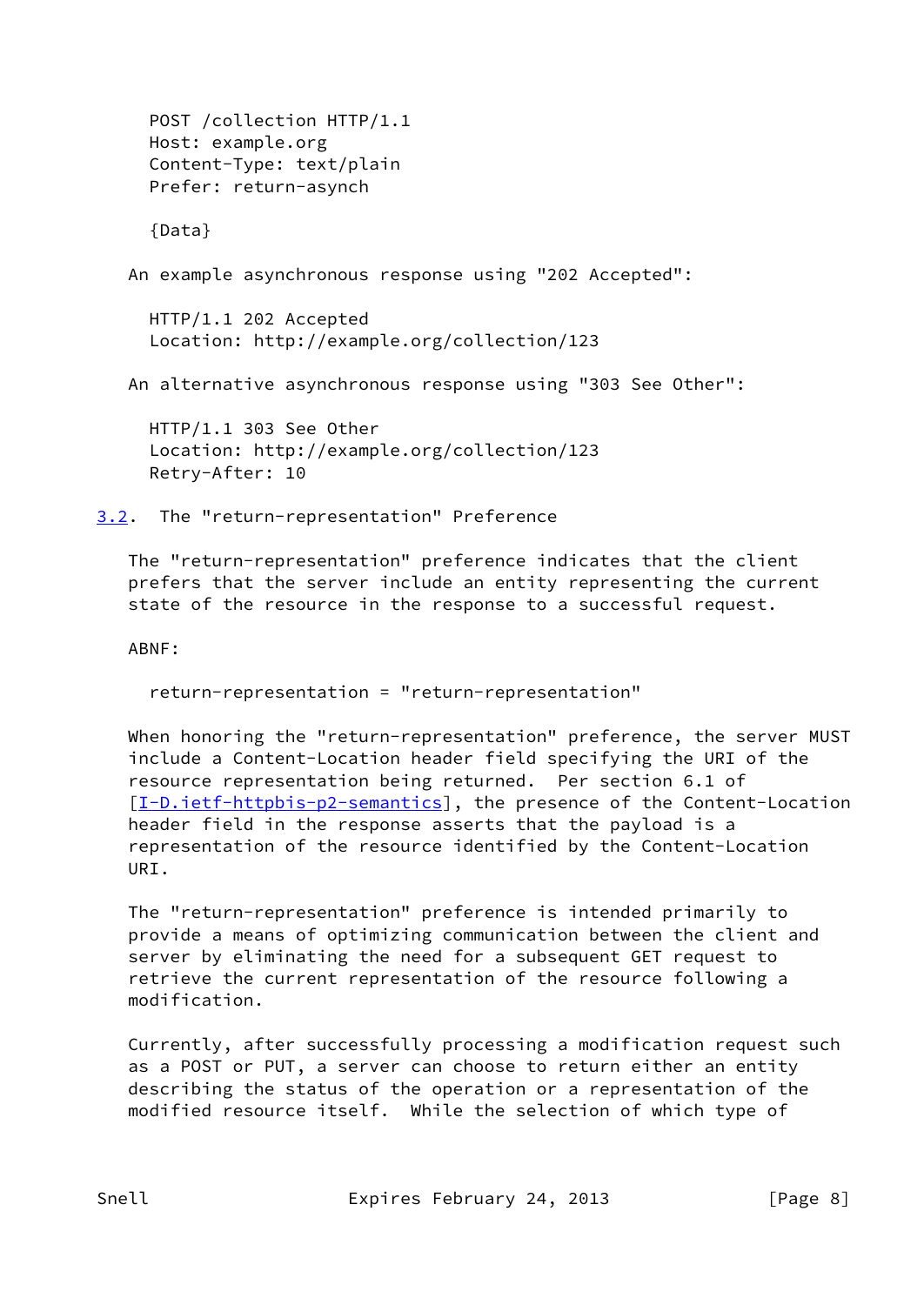```
POST /collection HTTP/1.1
Host: example.org
Content-Type: text/plain
Prefer: return-asynch

{Data}
```

An example asynchronous response using "202 Accepted":

```
HTTP/1.1 202 Accepted
Location: http://example.org/collection/123
```

An alternative asynchronous response using "303 See Other":

```
HTTP/1.1 303 See Other
Location: http://example.org/collection/123
Retry-After: 10
```

## 3.2. The "return-representation" Preference

The "return-representation" preference indicates that the client prefers that the server include an entity representing the current state of the resource in the response to a successful request.

ABNF:

```
return-representation = "return-representation"
```

When honoring the "return-representation" preference, the server MUST include a Content-Location header field specifying the URI of the resource representation being returned. Per section 6.1 of [I-D.ietf-httpbis-p2-semantics], the presence of the Content-Location header field in the response asserts that the payload is a representation of the resource identified by the Content-Location URI.

The "return-representation" preference is intended primarily to provide a means of optimizing communication between the client and server by eliminating the need for a subsequent GET request to retrieve the current representation of the resource following a modification.

Currently, after successfully processing a modification request such as a POST or PUT, a server can choose to return either an entity describing the status of the operation or a representation of the modified resource itself. While the selection of which type of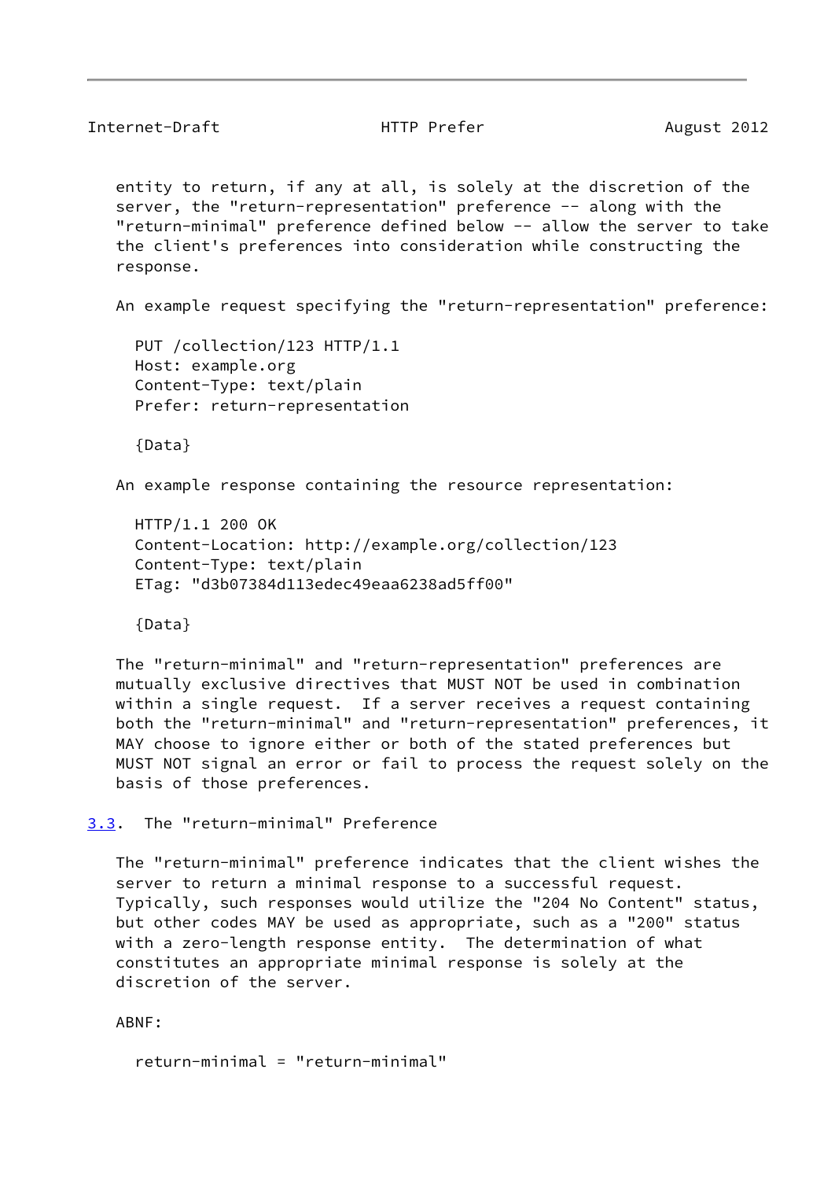entity to return, if any at all, is solely at the discretion of the server, the "return-representation" preference -- along with the "return-minimal" preference defined below -- allow the server to take the client's preferences into consideration while constructing the response.

An example request specifying the "return-representation" preference:

```
PUT /collection/123 HTTP/1.1
Host: example.org
Content-Type: text/plain
Prefer: return-representation

{Data}
```

An example response containing the resource representation:

```
HTTP/1.1 200 OK
Content-Location: http://example.org/collection/123
Content-Type: text/plain
ETag: "d3b07384d113edec49eaa6238ad5ff00"

{Data}
```

The "return-minimal" and "return-representation" preferences are mutually exclusive directives that MUST NOT be used in combination within a single request. If a server receives a request containing both the "return-minimal" and "return-representation" preferences, it MAY choose to ignore either or both of the stated preferences but MUST NOT signal an error or fail to process the request solely on the basis of those preferences.

### 3.3. The "return-minimal" Preference

The "return-minimal" preference indicates that the client wishes the server to return a minimal response to a successful request. Typically, such responses would utilize the "204 No Content" status, but other codes MAY be used as appropriate, such as a "200" status with a zero-length response entity. The determination of what constitutes an appropriate minimal response is solely at the discretion of the server.

ABNF:

```
return-minimal = "return-minimal"
```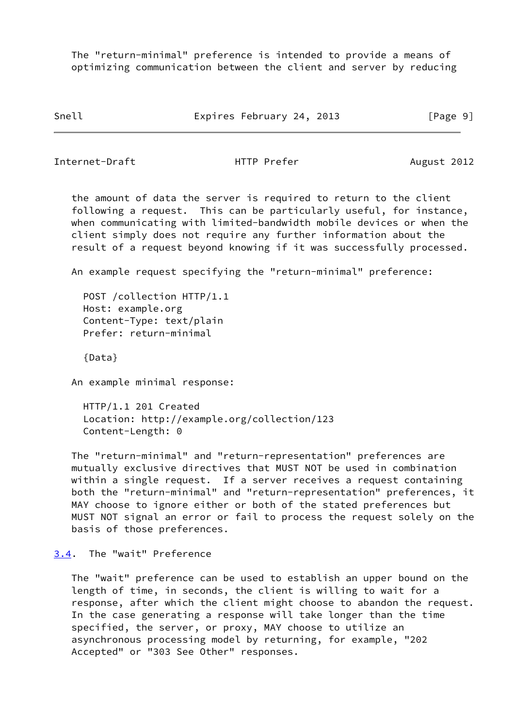The "return-minimal" preference is intended to provide a means of optimizing communication between the client and server by reducing the amount of data the server is required to return to the client following a request. This can be particularly useful, for instance, when communicating with limited-bandwidth mobile devices or when the client simply does not require any further information about the result of a request beyond knowing if it was successfully processed.

An example request specifying the "return-minimal" preference:

```
POST /collection HTTP/1.1
Host: example.org
Content-Type: text/plain
Prefer: return-minimal

{Data}
```

An example minimal response:

```
HTTP/1.1 201 Created
Location: http://example.org/collection/123
Content-Length: 0
```

The "return-minimal" and "return-representation" preferences are mutually exclusive directives that MUST NOT be used in combination within a single request. If a server receives a request containing both the "return-minimal" and "return-representation" preferences, it MAY choose to ignore either or both of the stated preferences but MUST NOT signal an error or fail to process the request solely on the basis of those preferences.

## 3.4. The "wait" Preference

The "wait" preference can be used to establish an upper bound on the length of time, in seconds, the client is willing to wait for a response, after which the client might choose to abandon the request. In the case generating a response will take longer than the time specified, the server, or proxy, MAY choose to utilize an asynchronous processing model by returning, for example, "202 Accepted" or "303 See Other" responses.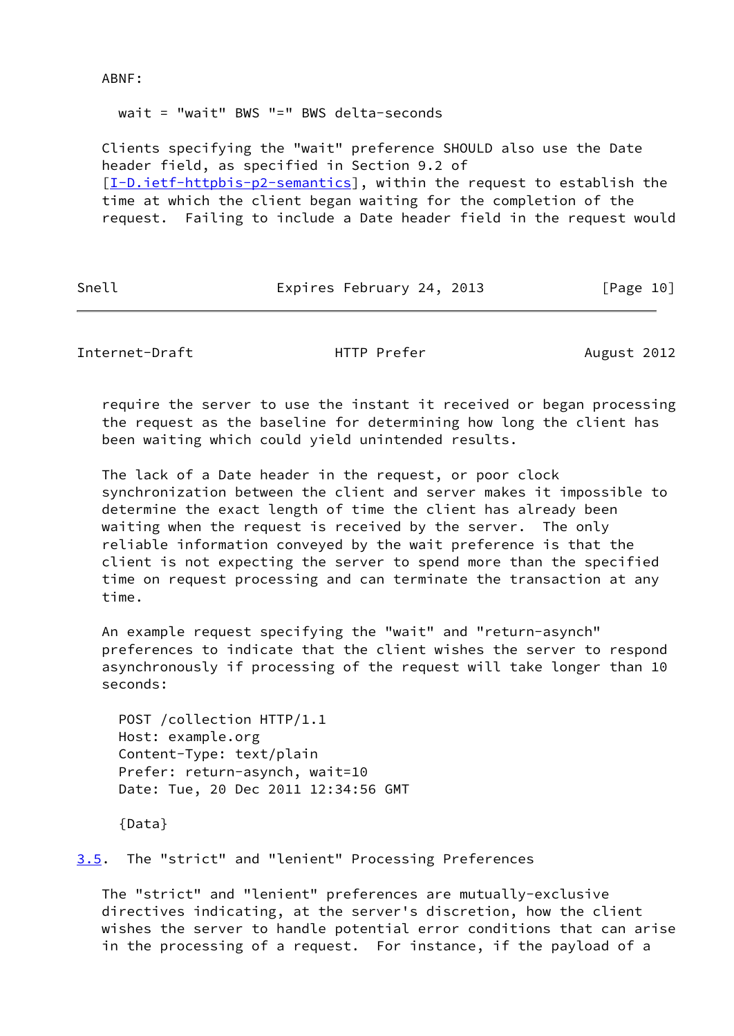ABNF:

```
wait = "wait" BWS "=" BWS delta-seconds
```

Clients specifying the "wait" preference SHOULD also use the Date header field, as specified in Section 9.2 of [I-D.ietf-httpbis-p2-semantics], within the request to establish the time at which the client began waiting for the completion of the request. Failing to include a Date header field in the request would require the server to use the instant it received or began processing the request as the baseline for determining how long the client has been waiting which could yield unintended results.

The lack of a Date header in the request, or poor clock synchronization between the client and server makes it impossible to determine the exact length of time the client has already been waiting when the request is received by the server. The only reliable information conveyed by the wait preference is that the client is not expecting the server to spend more than the specified time on request processing and can terminate the transaction at any time.

An example request specifying the "wait" and "return-asynch" preferences to indicate that the client wishes the server to respond asynchronously if processing of the request will take longer than 10 seconds:

```
POST /collection HTTP/1.1
Host: example.org
Content-Type: text/plain
Prefer: return-asynch, wait=10
Date: Tue, 20 Dec 2011 12:34:56 GMT

{Data}
```

### 3.5. The "strict" and "lenient" Processing Preferences

The "strict" and "lenient" preferences are mutually-exclusive directives indicating, at the server's discretion, how the client wishes the server to handle potential error conditions that can arise in the processing of a request. For instance, if the payload of a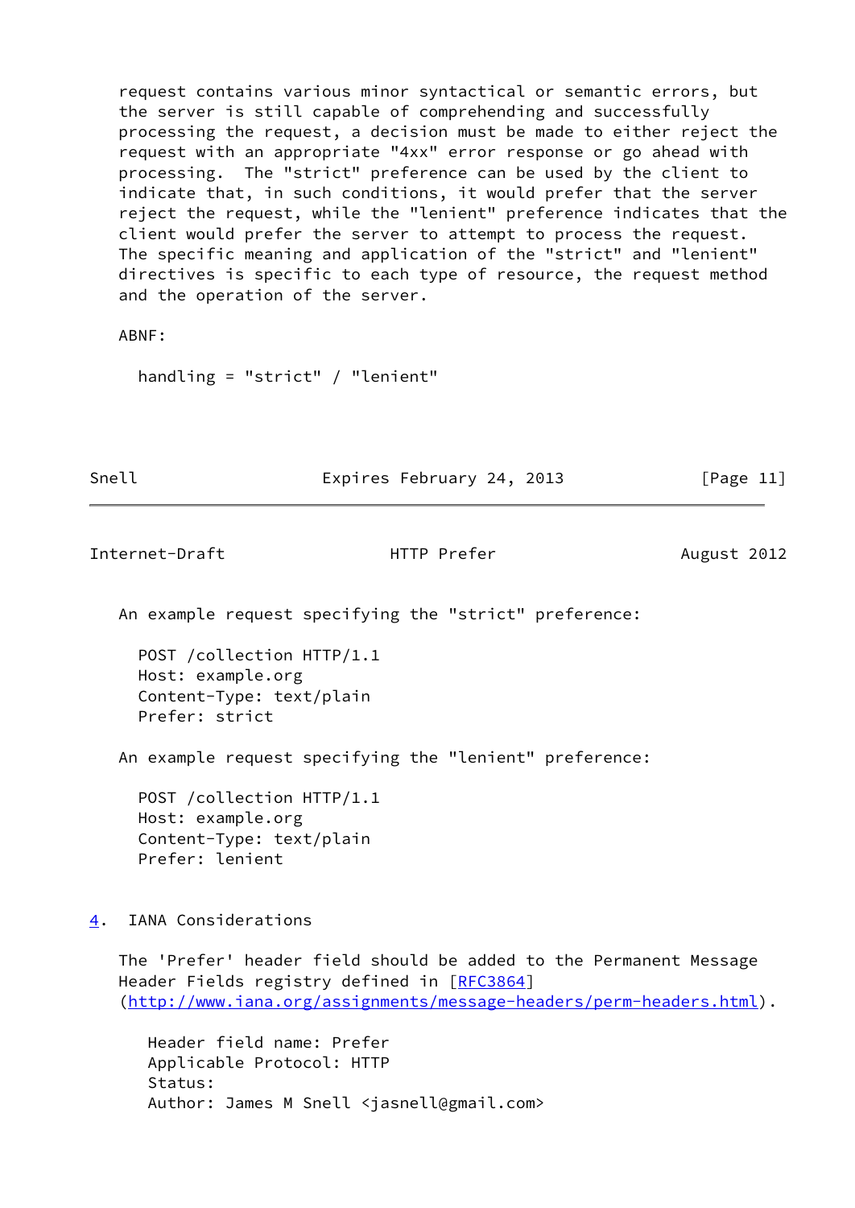request contains various minor syntactical or semantic errors, but the server is still capable of comprehending and successfully processing the request, a decision must be made to either reject the request with an appropriate "4xx" error response or go ahead with processing. The "strict" preference can be used by the client to indicate that, in such conditions, it would prefer that the server reject the request, while the "lenient" preference indicates that the client would prefer the server to attempt to process the request. The specific meaning and application of the "strict" and "lenient" directives is specific to each type of resource, the request method and the operation of the server.

ABNF:

```
handling = "strict" / "lenient"
```

An example request specifying the "strict" preference:

```
POST /collection HTTP/1.1
Host: example.org
Content-Type: text/plain
Prefer: strict
```

An example request specifying the "lenient" preference:

```
POST /collection HTTP/1.1
Host: example.org
Content-Type: text/plain
Prefer: lenient
```

## 4. IANA Considerations

The 'Prefer' header field should be added to the Permanent Message Header Fields registry defined in [RFC3864] (http://www.iana.org/assignments/message-headers/perm-headers.html).

```
Header field name: Prefer
Applicable Protocol: HTTP
Status:
Author: James M Snell <jasnell@gmail.com>
```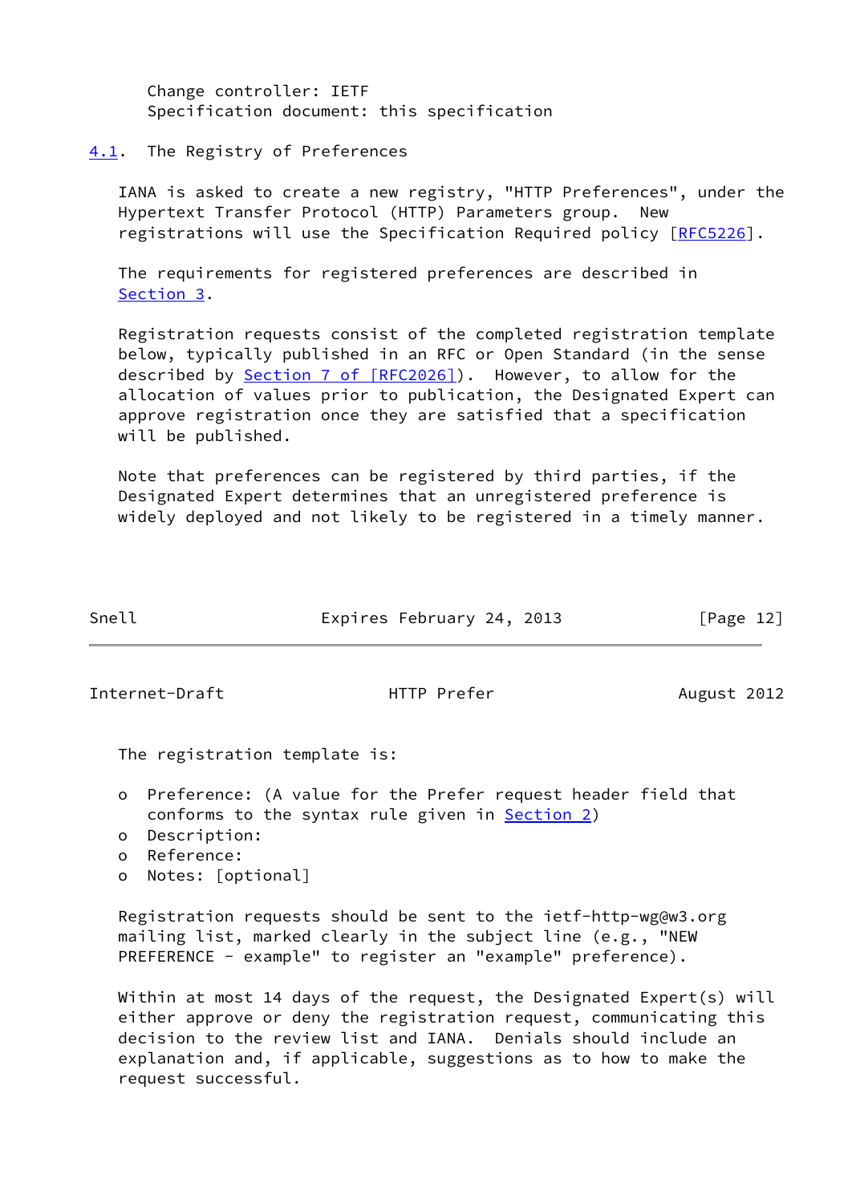Change controller: IETF
Specification document: this specification

## 4.1. The Registry of Preferences

IANA is asked to create a new registry, "HTTP Preferences", under the Hypertext Transfer Protocol (HTTP) Parameters group. New registrations will use the Specification Required policy [RFC5226].

The requirements for registered preferences are described in Section 3.

Registration requests consist of the completed registration template below, typically published in an RFC or Open Standard (in the sense described by Section 7 of [RFC2026]). However, to allow for the allocation of values prior to publication, the Designated Expert can approve registration once they are satisfied that a specification will be published.

Note that preferences can be registered by third parties, if the Designated Expert determines that an unregistered preference is widely deployed and not likely to be registered in a timely manner.

The registration template is:

- Preference: (A value for the Prefer request header field that conforms to the syntax rule given in Section 2)
- Description:
- Reference:
- Notes: [optional]

Registration requests should be sent to the ietf-http-wg@w3.org mailing list, marked clearly in the subject line (e.g., "NEW PREFERENCE - example" to register an "example" preference).

Within at most 14 days of the request, the Designated Expert(s) will either approve or deny the registration request, communicating this decision to the review list and IANA. Denials should include an explanation and, if applicable, suggestions as to how to make the request successful.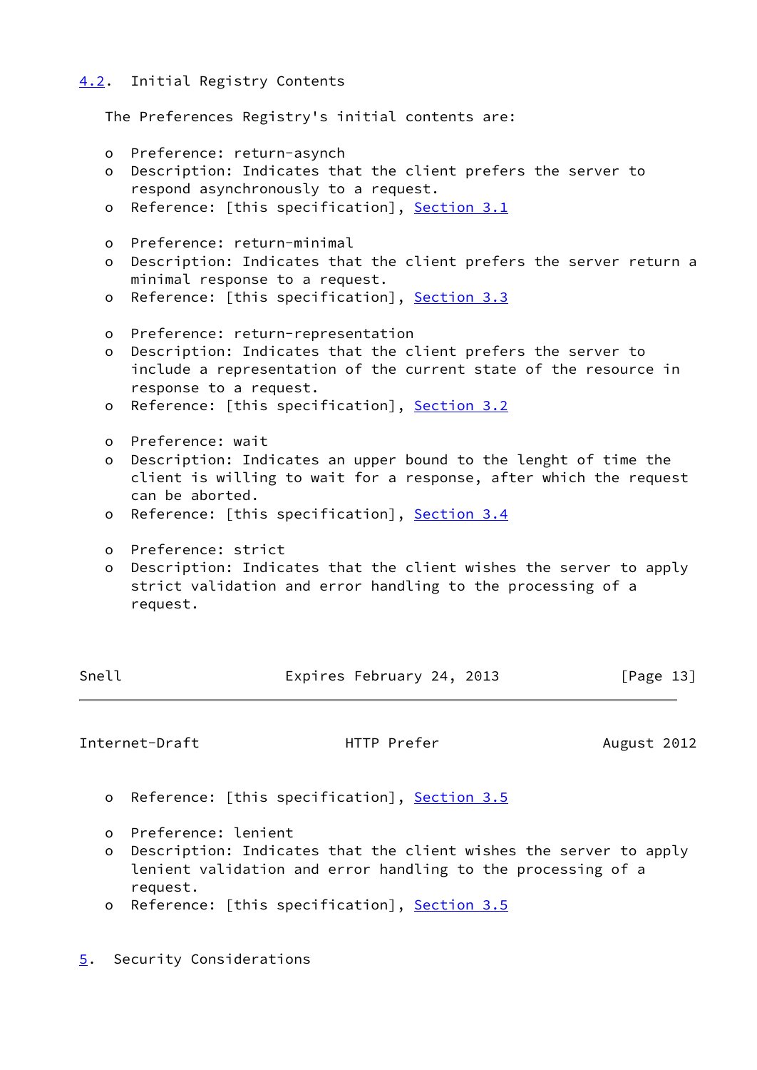### 4.2. Initial Registry Contents

The Preferences Registry's initial contents are:

- Preference: return-asynch
- Description: Indicates that the client prefers the server to respond asynchronously to a request.
- Reference: [this specification], Section 3.1

- Preference: return-minimal
- Description: Indicates that the client prefers the server return a minimal response to a request.
- Reference: [this specification], Section 3.3

- Preference: return-representation
- Description: Indicates that the client prefers the server to include a representation of the current state of the resource in response to a request.
- Reference: [this specification], Section 3.2

- Preference: wait
- Description: Indicates an upper bound to the lenght of time the client is willing to wait for a response, after which the request can be aborted.
- Reference: [this specification], Section 3.4

- Preference: strict
- Description: Indicates that the client wishes the server to apply strict validation and error handling to the processing of a request.
- Reference: [this specification], Section 3.5

- Preference: lenient
- Description: Indicates that the client wishes the server to apply lenient validation and error handling to the processing of a request.
- Reference: [this specification], Section 3.5

## 5. Security Considerations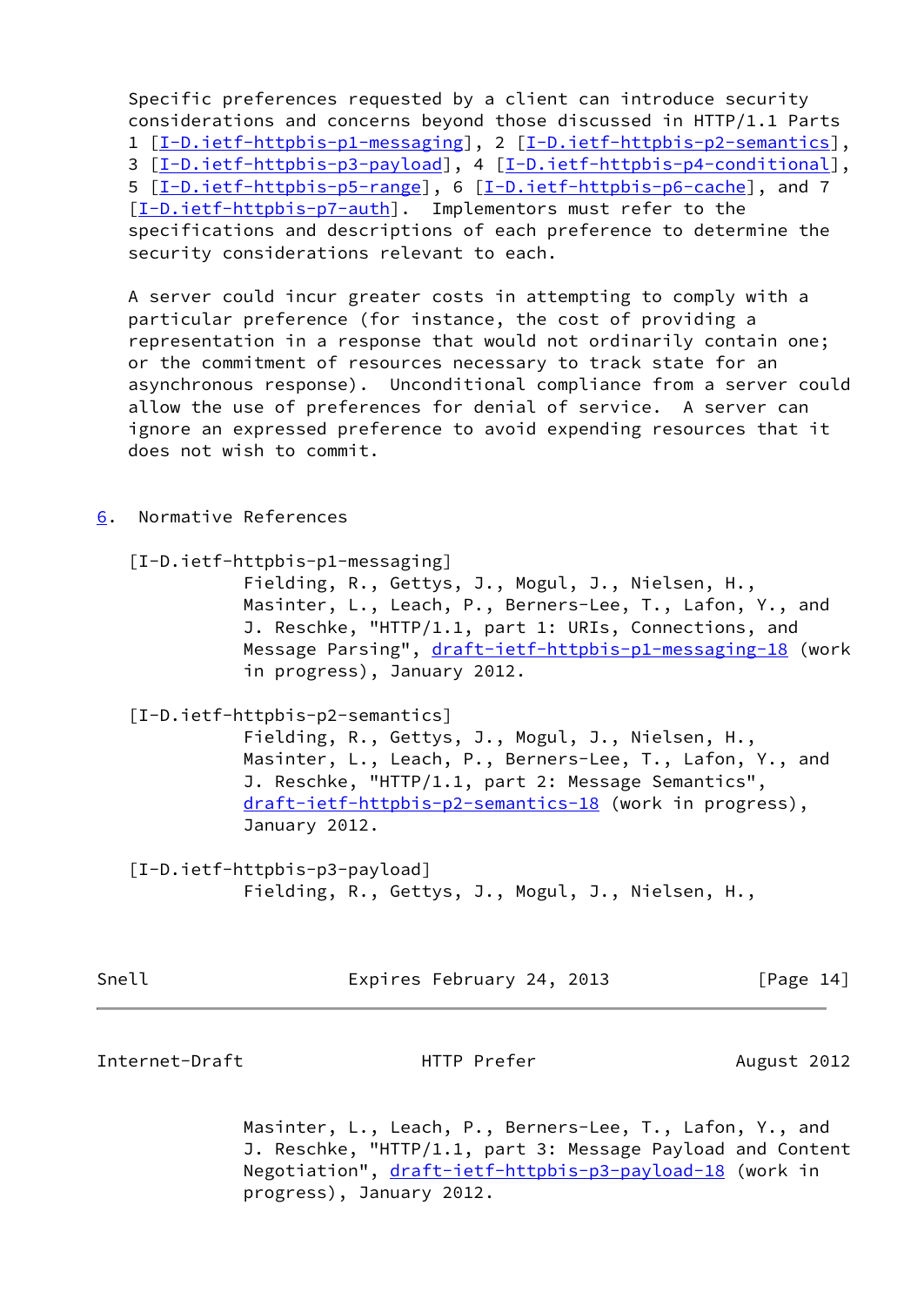Specific preferences requested by a client can introduce security considerations and concerns beyond those discussed in HTTP/1.1 Parts 1 [I-D.ietf-httpbis-p1-messaging], 2 [I-D.ietf-httpbis-p2-semantics], 3 [I-D.ietf-httpbis-p3-payload], 4 [I-D.ietf-httpbis-p4-conditional], 5 [I-D.ietf-httpbis-p5-range], 6 [I-D.ietf-httpbis-p6-cache], and 7 [I-D.ietf-httpbis-p7-auth]. Implementors must refer to the specifications and descriptions of each preference to determine the security considerations relevant to each.

A server could incur greater costs in attempting to comply with a particular preference (for instance, the cost of providing a representation in a response that would not ordinarily contain one; or the commitment of resources necessary to track state for an asynchronous response). Unconditional compliance from a server could allow the use of preferences for denial of service. A server can ignore an expressed preference to avoid expending resources that it does not wish to commit.

## 6. Normative References

[I-D.ietf-httpbis-p1-messaging]
Fielding, R., Gettys, J., Mogul, J., Nielsen, H., Masinter, L., Leach, P., Berners-Lee, T., Lafon, Y., and J. Reschke, "HTTP/1.1, part 1: URIs, Connections, and Message Parsing", draft-ietf-httpbis-p1-messaging-18 (work in progress), January 2012.

[I-D.ietf-httpbis-p2-semantics]
Fielding, R., Gettys, J., Mogul, J., Nielsen, H., Masinter, L., Leach, P., Berners-Lee, T., Lafon, Y., and J. Reschke, "HTTP/1.1, part 2: Message Semantics", draft-ietf-httpbis-p2-semantics-18 (work in progress), January 2012.

[I-D.ietf-httpbis-p3-payload]
Fielding, R., Gettys, J., Mogul, J., Nielsen, H., Masinter, L., Leach, P., Berners-Lee, T., Lafon, Y., and J. Reschke, "HTTP/1.1, part 3: Message Payload and Content Negotiation", draft-ietf-httpbis-p3-payload-18 (work in progress), January 2012.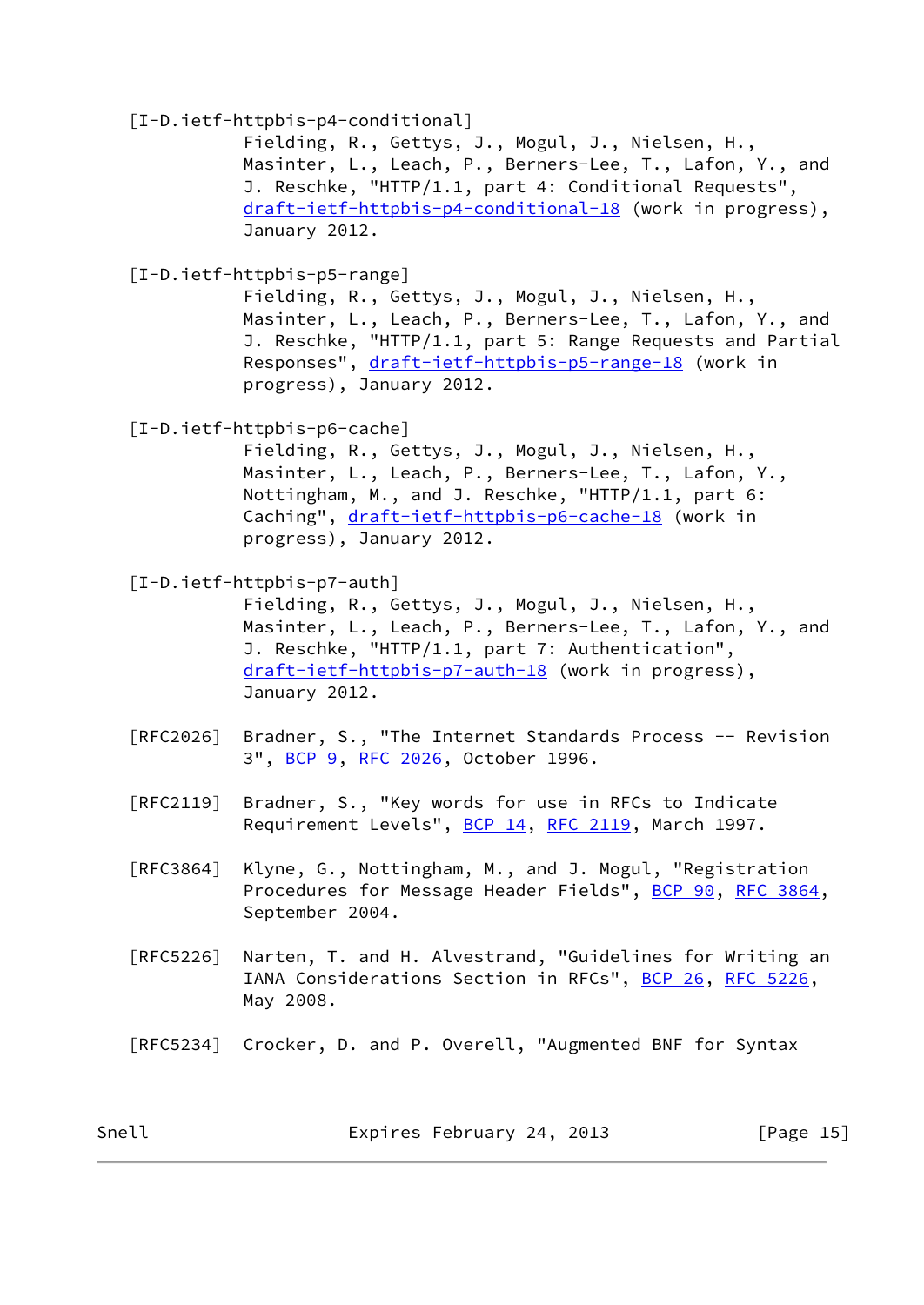[I-D.ietf-httpbis-p4-conditional]
Fielding, R., Gettys, J., Mogul, J., Nielsen, H., Masinter, L., Leach, P., Berners-Lee, T., Lafon, Y., and J. Reschke, "HTTP/1.1, part 4: Conditional Requests", draft-ietf-httpbis-p4-conditional-18 (work in progress), January 2012.

[I-D.ietf-httpbis-p5-range]
Fielding, R., Gettys, J., Mogul, J., Nielsen, H., Masinter, L., Leach, P., Berners-Lee, T., Lafon, Y., and J. Reschke, "HTTP/1.1, part 5: Range Requests and Partial Responses", draft-ietf-httpbis-p5-range-18 (work in progress), January 2012.

[I-D.ietf-httpbis-p6-cache]
Fielding, R., Gettys, J., Mogul, J., Nielsen, H., Masinter, L., Leach, P., Berners-Lee, T., Lafon, Y., Nottingham, M., and J. Reschke, "HTTP/1.1, part 6: Caching", draft-ietf-httpbis-p6-cache-18 (work in progress), January 2012.

[I-D.ietf-httpbis-p7-auth]
Fielding, R., Gettys, J., Mogul, J., Nielsen, H., Masinter, L., Leach, P., Berners-Lee, T., Lafon, Y., and J. Reschke, "HTTP/1.1, part 7: Authentication", draft-ietf-httpbis-p7-auth-18 (work in progress), January 2012.

[RFC2026] Bradner, S., "The Internet Standards Process -- Revision 3", BCP 9, RFC 2026, October 1996.

[RFC2119] Bradner, S., "Key words for use in RFCs to Indicate Requirement Levels", BCP 14, RFC 2119, March 1997.

[RFC3864] Klyne, G., Nottingham, M., and J. Mogul, "Registration Procedures for Message Header Fields", BCP 90, RFC 3864, September 2004.

[RFC5226] Narten, T. and H. Alvestrand, "Guidelines for Writing an IANA Considerations Section in RFCs", BCP 26, RFC 5226, May 2008.

[RFC5234] Crocker, D. and P. Overell, "Augmented BNF for Syntax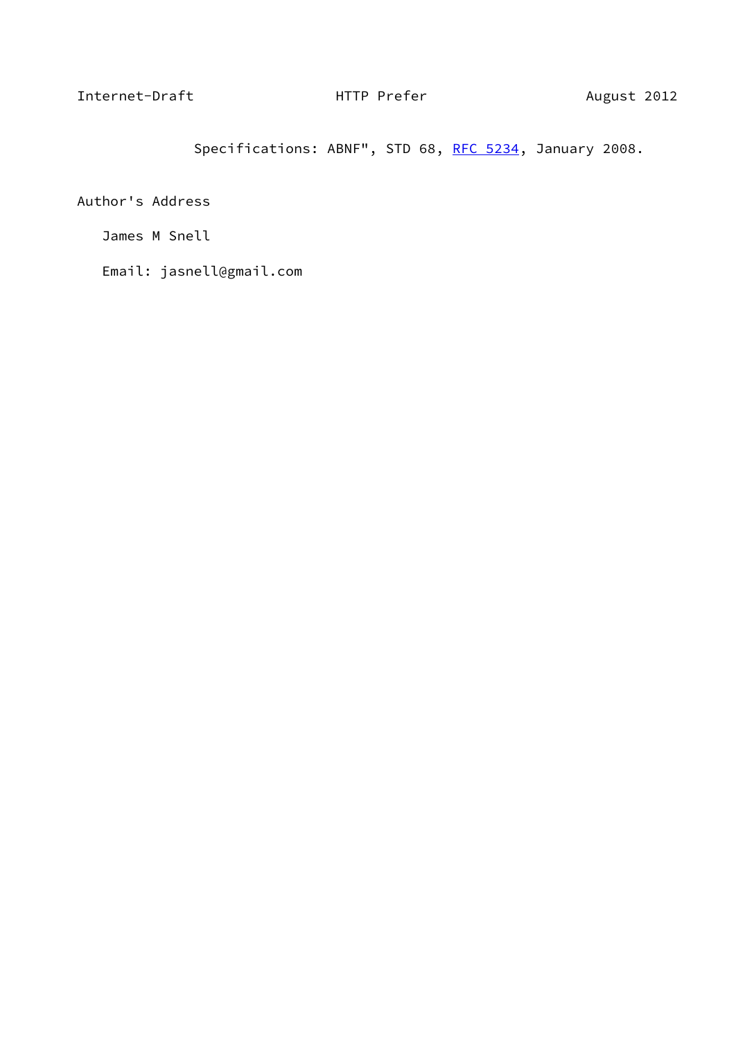Specifications: ABNF", STD 68, RFC 5234, January 2008.

## Author's Address

James M Snell

Email: jasnell@gmail.com